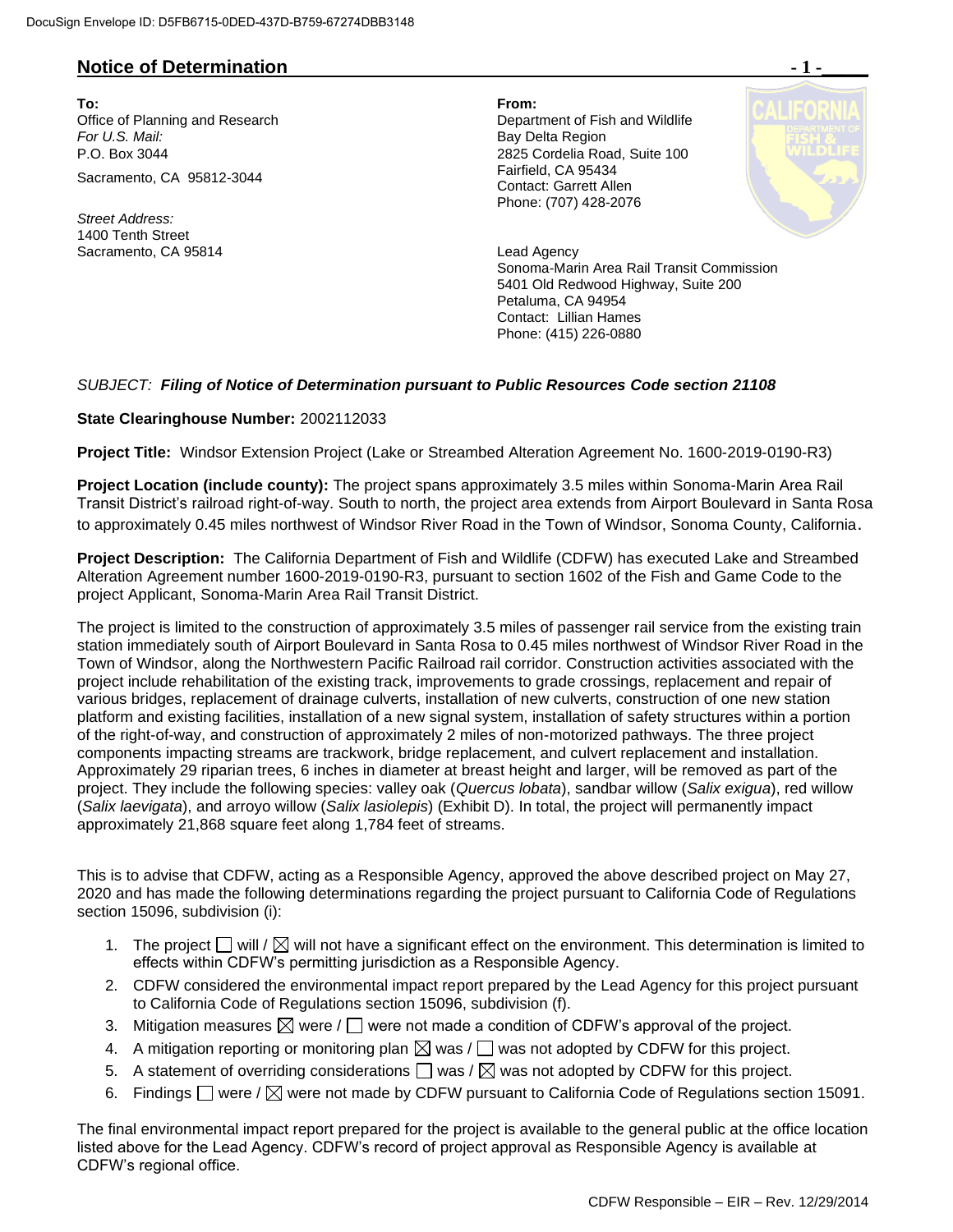DocuSign Envelope ID: D5FB6715-0DED-437D-B759-67274DBB3148

## Notice of Determination

**To:**
Office of Planning and Research
*For U.S. Mail:*
P.O. Box 3044
Sacramento, CA 95812-3044

*Street Address:*
1400 Tenth Street
Sacramento, CA 95814

**From:**
Department of Fish and Wildlife
Bay Delta Region
2825 Cordelia Road, Suite 100
Fairfield, CA 95434
Contact: Garrett Allen
Phone: (707) 428-2076

Lead Agency
Sonoma-Marin Area Rail Transit Commission
5401 Old Redwood Highway, Suite 200
Petaluma, CA 94954
Contact: Lillian Hames
Phone: (415) 226-0880

*SUBJECT: **Filing of Notice of Determination pursuant to Public Resources Code section 21108***

**State Clearinghouse Number:** 2002112033

**Project Title:** Windsor Extension Project (Lake or Streambed Alteration Agreement No. 1600-2019-0190-R3)

**Project Location (include county):** The project spans approximately 3.5 miles within Sonoma-Marin Area Rail Transit District's railroad right-of-way. South to north, the project area extends from Airport Boulevard in Santa Rosa to approximately 0.45 miles northwest of Windsor River Road in the Town of Windsor, Sonoma County, California.

**Project Description:** The California Department of Fish and Wildlife (CDFW) has executed Lake and Streambed Alteration Agreement number 1600-2019-0190-R3, pursuant to section 1602 of the Fish and Game Code to the project Applicant, Sonoma-Marin Area Rail Transit District.

The project is limited to the construction of approximately 3.5 miles of passenger rail service from the existing train station immediately south of Airport Boulevard in Santa Rosa to 0.45 miles northwest of Windsor River Road in the Town of Windsor, along the Northwestern Pacific Railroad rail corridor. Construction activities associated with the project include rehabilitation of the existing track, improvements to grade crossings, replacement and repair of various bridges, replacement of drainage culverts, installation of new culverts, construction of one new station platform and existing facilities, installation of a new signal system, installation of safety structures within a portion of the right-of-way, and construction of approximately 2 miles of non-motorized pathways. The three project components impacting streams are trackwork, bridge replacement, and culvert replacement and installation. Approximately 29 riparian trees, 6 inches in diameter at breast height and larger, will be removed as part of the project. They include the following species: valley oak (*Quercus lobata*), sandbar willow (*Salix exigua*), red willow (*Salix laevigata*), and arroyo willow (*Salix lasiolepis*) (Exhibit D). In total, the project will permanently impact approximately 21,868 square feet along 1,784 feet of streams.

This is to advise that CDFW, acting as a Responsible Agency, approved the above described project on May 27, 2020 and has made the following determinations regarding the project pursuant to California Code of Regulations section 15096, subdivision (i):

1. The project ☐ will / ☒ will not have a significant effect on the environment. This determination is limited to effects within CDFW's permitting jurisdiction as a Responsible Agency.
2. CDFW considered the environmental impact report prepared by the Lead Agency for this project pursuant to California Code of Regulations section 15096, subdivision (f).
3. Mitigation measures ☒ were / ☐ were not made a condition of CDFW's approval of the project.
4. A mitigation reporting or monitoring plan ☒ was / ☐ was not adopted by CDFW for this project.
5. A statement of overriding considerations ☐ was / ☒ was not adopted by CDFW for this project.
6. Findings ☐ were / ☒ were not made by CDFW pursuant to California Code of Regulations section 15091.

The final environmental impact report prepared for the project is available to the general public at the office location listed above for the Lead Agency. CDFW's record of project approval as Responsible Agency is available at CDFW's regional office.

CDFW Responsible – EIR – Rev. 12/29/2014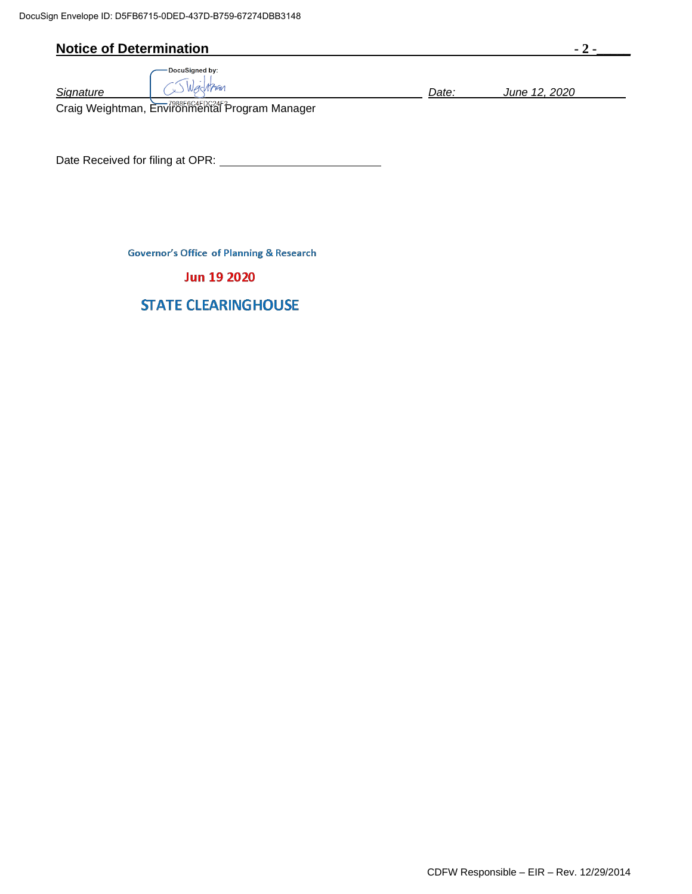DocuSign Envelope ID: D5FB6715-0DED-437D-B759-67274DBB3148

**Notice of Determination**

*Signature* DocuSigned by: C.S Weightman 7988F6C4FDC24F2 *Date: June 12, 2020*

Craig Weightman, Environmental Program Manager

Date Received for filing at OPR: ____________________

Governor's Office of Planning & Research

Jun 19 2020

STATE CLEARINGHOUSE

CDFW Responsible – EIR – Rev. 12/29/2014